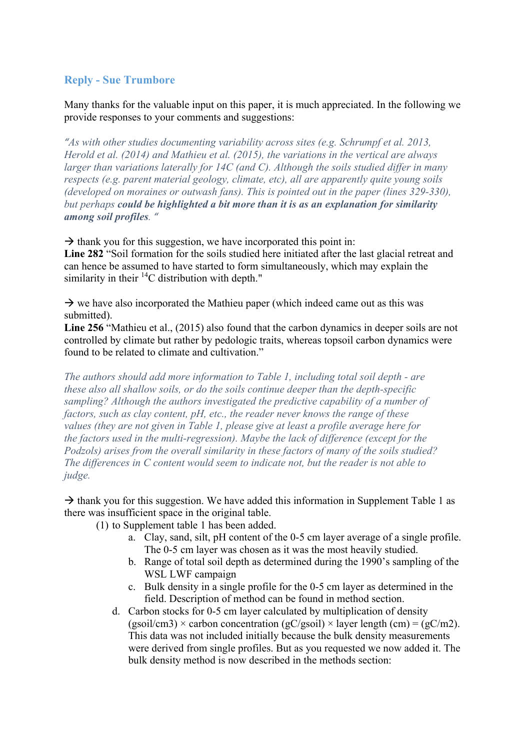## Reply - Sue Trumbore

Many thanks for the valuable input on this paper, it is much appreciated. In the following we provide responses to your comments and suggestions:

*"As with other studies documenting variability across sites (e.g. Schrumpf et al. 2013, Herold et al. (2014) and Mathieu et al. (2015), the variations in the vertical are always larger than variations laterally for 14C (and C). Although the soils studied differ in many respects (e.g. parent material geology, climate, etc), all are apparently quite young soils (developed on moraines or outwash fans). This is pointed out in the paper (lines 329-330), but perhaps* ***could be highlighted a bit more than it is as an explanation for similarity among soil profiles****. "*

→ thank you for this suggestion, we have incorporated this point in:
**Line 282** "Soil formation for the soils studied here initiated after the last glacial retreat and can hence be assumed to have started to form simultaneously, which may explain the similarity in their $^{14}$C distribution with depth."

→ we have also incorporated the Mathieu paper (which indeed came out as this was submitted).
**Line 256** "Mathieu et al., (2015) also found that the carbon dynamics in deeper soils are not controlled by climate but rather by pedologic traits, whereas topsoil carbon dynamics were found to be related to climate and cultivation."

*The authors should add more information to Table 1, including total soil depth - are these also all shallow soils, or do the soils continue deeper than the depth-specific sampling? Although the authors investigated the predictive capability of a number of factors, such as clay content, pH, etc., the reader never knows the range of these values (they are not given in Table 1, please give at least a profile average here for the factors used in the multi-regression). Maybe the lack of difference (except for the Podzols) arises from the overall similarity in these factors of many of the soils studied? The differences in C content would seem to indicate not, but the reader is not able to judge.*

→ thank you for this suggestion. We have added this information in Supplement Table 1 as there was insufficient space in the original table.

(1) to Supplement table 1 has been added.
   a. Clay, sand, silt, pH content of the 0-5 cm layer average of a single profile. The 0-5 cm layer was chosen as it was the most heavily studied.
   b. Range of total soil depth as determined during the 1990's sampling of the WSL LWF campaign
   c. Bulk density in a single profile for the 0-5 cm layer as determined in the field. Description of method can be found in method section.
   d. Carbon stocks for 0-5 cm layer calculated by multiplication of density (gsoil/cm3) × carbon concentration (gC/gsoil) × layer length (cm) = (gC/m2). This data was not included initially because the bulk density measurements were derived from single profiles. But as you requested we now added it. The bulk density method is now described in the methods section: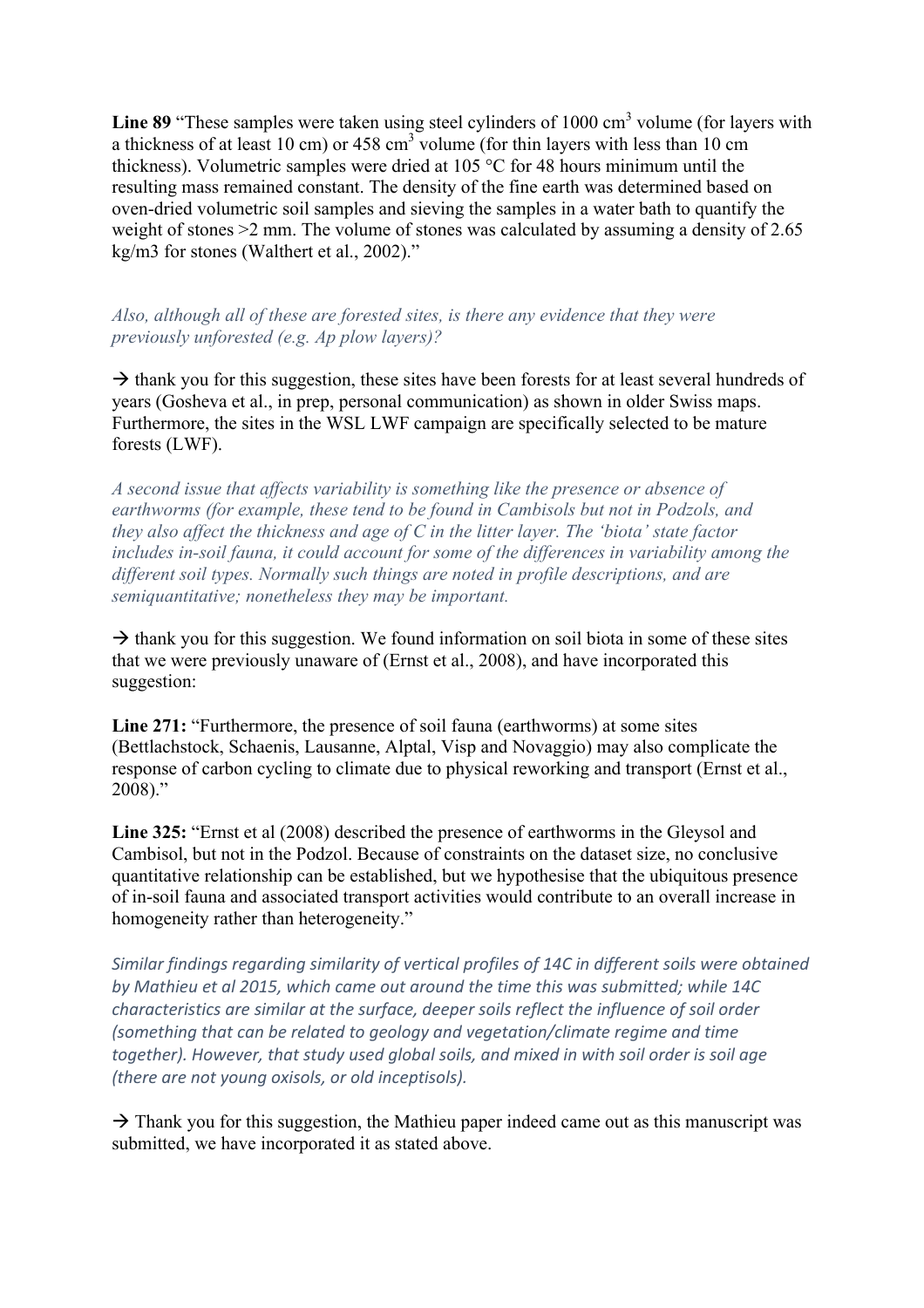**Line 89** "These samples were taken using steel cylinders of 1000 $cm^3$ volume (for layers with a thickness of at least 10 cm) or 458 $cm^3$ volume (for thin layers with less than 10 cm thickness). Volumetric samples were dried at 105 °C for 48 hours minimum until the resulting mass remained constant. The density of the fine earth was determined based on oven-dried volumetric soil samples and sieving the samples in a water bath to quantify the weight of stones >2 mm. The volume of stones was calculated by assuming a density of 2.65 kg/m3 for stones (Walthert et al., 2002)."

*Also, although all of these are forested sites, is there any evidence that they were previously unforested (e.g. Ap plow layers)?*

→ thank you for this suggestion, these sites have been forests for at least several hundreds of years (Gosheva et al., in prep, personal communication) as shown in older Swiss maps. Furthermore, the sites in the WSL LWF campaign are specifically selected to be mature forests (LWF).

*A second issue that affects variability is something like the presence or absence of earthworms (for example, these tend to be found in Cambisols but not in Podzols, and they also affect the thickness and age of C in the litter layer. The 'biota' state factor includes in-soil fauna, it could account for some of the differences in variability among the different soil types. Normally such things are noted in profile descriptions, and are semiquantitative; nonetheless they may be important.*

→ thank you for this suggestion. We found information on soil biota in some of these sites that we were previously unaware of (Ernst et al., 2008), and have incorporated this suggestion:

**Line 271:** "Furthermore, the presence of soil fauna (earthworms) at some sites (Bettlachstock, Schaenis, Lausanne, Alptal, Visp and Novaggio) may also complicate the response of carbon cycling to climate due to physical reworking and transport (Ernst et al., 2008)."

**Line 325:** "Ernst et al (2008) described the presence of earthworms in the Gleysol and Cambisol, but not in the Podzol. Because of constraints on the dataset size, no conclusive quantitative relationship can be established, but we hypothesise that the ubiquitous presence of in-soil fauna and associated transport activities would contribute to an overall increase in homogeneity rather than heterogeneity."

*Similar findings regarding similarity of vertical profiles of 14C in different soils were obtained by Mathieu et al 2015, which came out around the time this was submitted; while 14C characteristics are similar at the surface, deeper soils reflect the influence of soil order (something that can be related to geology and vegetation/climate regime and time together). However, that study used global soils, and mixed in with soil order is soil age (there are not young oxisols, or old inceptisols).*

→ Thank you for this suggestion, the Mathieu paper indeed came out as this manuscript was submitted, we have incorporated it as stated above.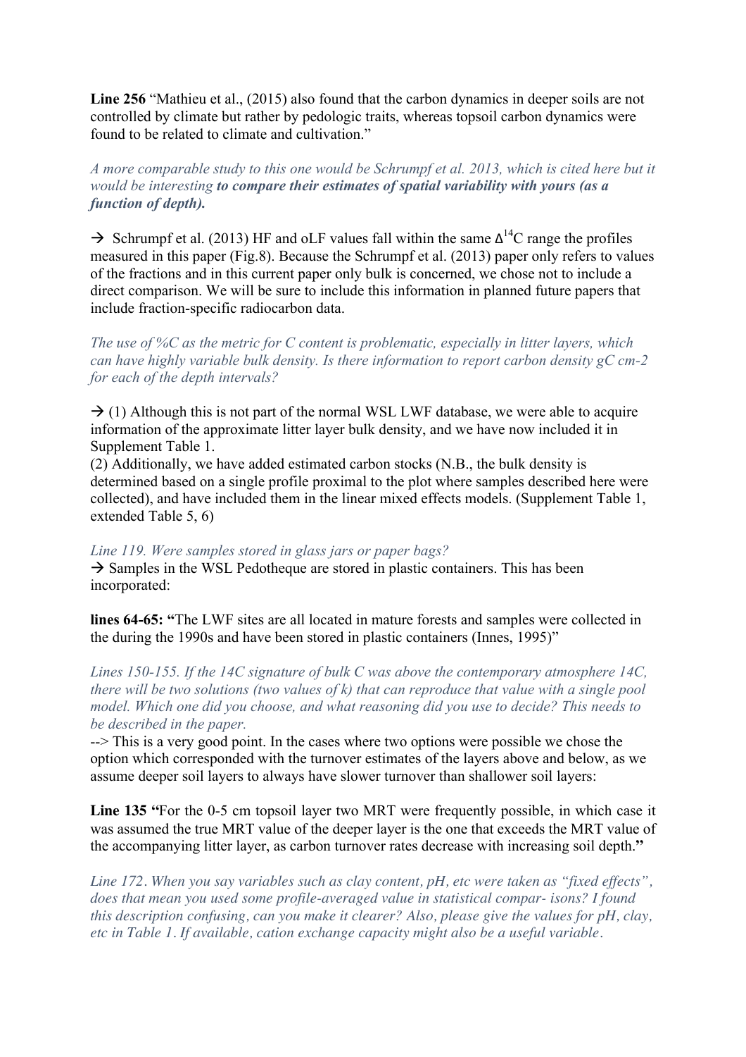**Line 256** "Mathieu et al., (2015) also found that the carbon dynamics in deeper soils are not controlled by climate but rather by pedologic traits, whereas topsoil carbon dynamics were found to be related to climate and cultivation."

*A more comparable study to this one would be Schrumpf et al. 2013, which is cited here but it would be interesting* ***to compare their estimates of spatial variability with yours (as a function of depth).***

→ Schrumpf et al. (2013) HF and oLF values fall within the same $\Delta^{14}$C range the profiles measured in this paper (Fig.8). Because the Schrumpf et al. (2013) paper only refers to values of the fractions and in this current paper only bulk is concerned, we chose not to include a direct comparison. We will be sure to include this information in planned future papers that include fraction-specific radiocarbon data.

*The use of %C as the metric for C content is problematic, especially in litter layers, which can have highly variable bulk density. Is there information to report carbon density gC cm-2 for each of the depth intervals?*

→ (1) Although this is not part of the normal WSL LWF database, we were able to acquire information of the approximate litter layer bulk density, and we have now included it in Supplement Table 1.
(2) Additionally, we have added estimated carbon stocks (N.B., the bulk density is determined based on a single profile proximal to the plot where samples described here were collected), and have included them in the linear mixed effects models. (Supplement Table 1, extended Table 5, 6)

*Line 119. Were samples stored in glass jars or paper bags?*
→ Samples in the WSL Pedotheque are stored in plastic containers. This has been incorporated:

**lines 64-65: "**The LWF sites are all located in mature forests and samples were collected in the during the 1990s and have been stored in plastic containers (Innes, 1995)"

*Lines 150-155. If the 14C signature of bulk C was above the contemporary atmosphere 14C, there will be two solutions (two values of k) that can reproduce that value with a single pool model. Which one did you choose, and what reasoning did you use to decide? This needs to be described in the paper.*
--> This is a very good point. In the cases where two options were possible we chose the option which corresponded with the turnover estimates of the layers above and below, as we assume deeper soil layers to always have slower turnover than shallower soil layers:

**Line 135 "**For the 0-5 cm topsoil layer two MRT were frequently possible, in which case it was assumed the true MRT value of the deeper layer is the one that exceeds the MRT value of the accompanying litter layer, as carbon turnover rates decrease with increasing soil depth.**"**

*Line 172. When you say variables such as clay content, pH, etc were taken as "fixed effects", does that mean you used some profile-averaged value in statistical compar- isons? I found this description confusing, can you make it clearer? Also, please give the values for pH, clay, etc in Table 1. If available, cation exchange capacity might also be a useful variable.*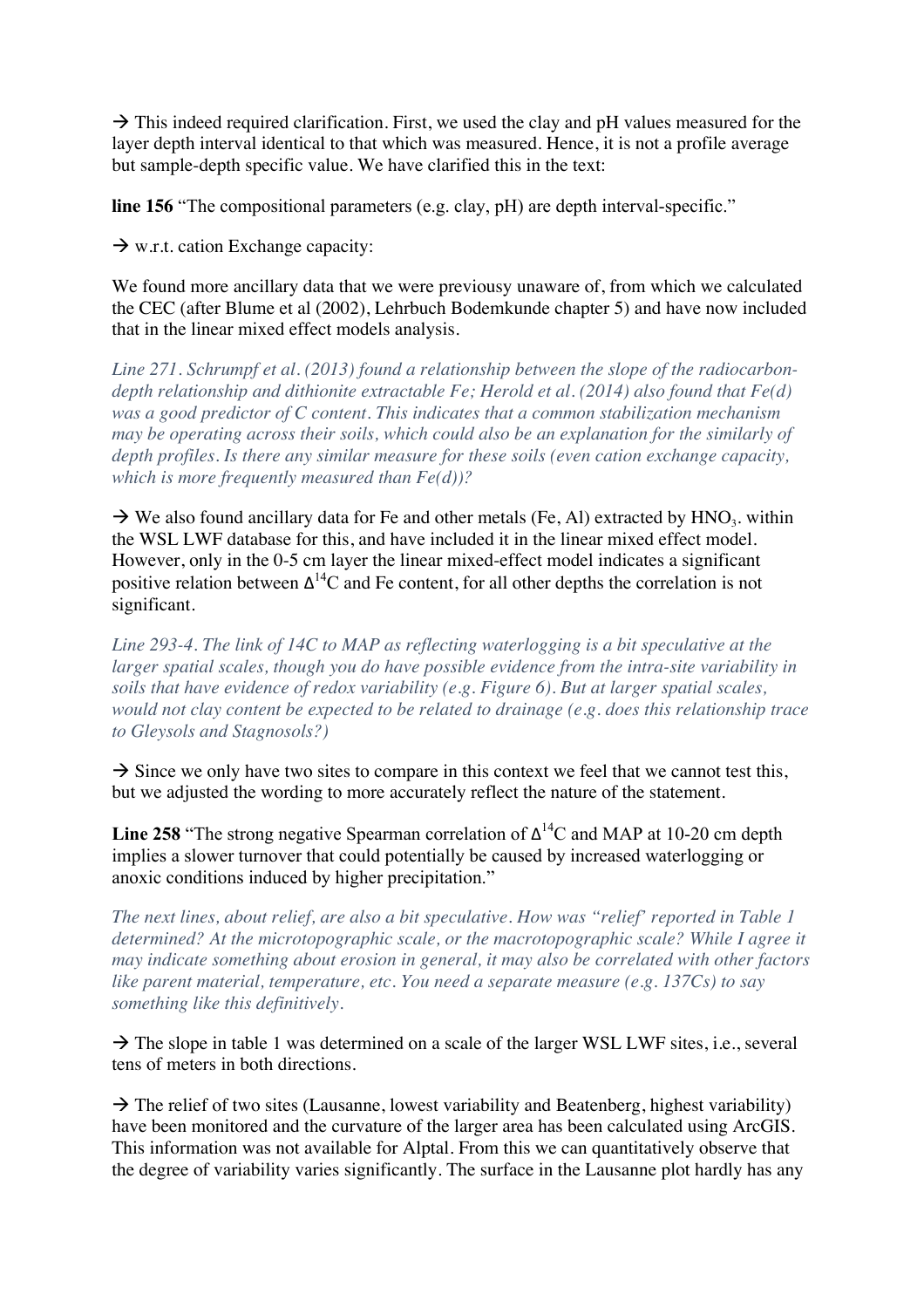→ This indeed required clarification. First, we used the clay and pH values measured for the layer depth interval identical to that which was measured. Hence, it is not a profile average but sample-depth specific value. We have clarified this in the text:

**line 156** "The compositional parameters (e.g. clay, pH) are depth interval-specific."

→ w.r.t. cation Exchange capacity:

We found more ancillary data that we were previousy unaware of, from which we calculated the CEC (after Blume et al (2002), Lehrbuch Bodemkunde chapter 5) and have now included that in the linear mixed effect models analysis.

*Line 271. Schrumpf et al. (2013) found a relationship between the slope of the radiocarbon-depth relationship and dithionite extractable Fe; Herold et al. (2014) also found that Fe(d) was a good predictor of C content. This indicates that a common stabilization mechanism may be operating across their soils, which could also be an explanation for the similarly of depth profiles. Is there any similar measure for these soils (even cation exchange capacity, which is more frequently measured than Fe(d))?*

→ We also found ancillary data for Fe and other metals (Fe, Al) extracted by $HNO_3$. within the WSL LWF database for this, and have included it in the linear mixed effect model. However, only in the 0-5 cm layer the linear mixed-effect model indicates a significant positive relation between $\Delta^{14}C$ and Fe content, for all other depths the correlation is not significant.

*Line 293-4. The link of 14C to MAP as reflecting waterlogging is a bit speculative at the larger spatial scales, though you do have possible evidence from the intra-site variability in soils that have evidence of redox variability (e.g. Figure 6). But at larger spatial scales, would not clay content be expected to be related to drainage (e.g. does this relationship trace to Gleysols and Stagnosols?)*

→ Since we only have two sites to compare in this context we feel that we cannot test this, but we adjusted the wording to more accurately reflect the nature of the statement.

**Line 258** "The strong negative Spearman correlation of $\Delta^{14}C$ and MAP at 10-20 cm depth implies a slower turnover that could potentially be caused by increased waterlogging or anoxic conditions induced by higher precipitation."

*The next lines, about relief, are also a bit speculative. How was "relief" reported in Table 1 determined? At the microtopographic scale, or the macrotopographic scale? While I agree it may indicate something about erosion in general, it may also be correlated with other factors like parent material, temperature, etc. You need a separate measure (e.g. 137Cs) to say something like this definitively.*

→ The slope in table 1 was determined on a scale of the larger WSL LWF sites, i.e., several tens of meters in both directions.

→ The relief of two sites (Lausanne, lowest variability and Beatenberg, highest variability) have been monitored and the curvature of the larger area has been calculated using ArcGIS. This information was not available for Alptal. From this we can quantitatively observe that the degree of variability varies significantly. The surface in the Lausanne plot hardly has any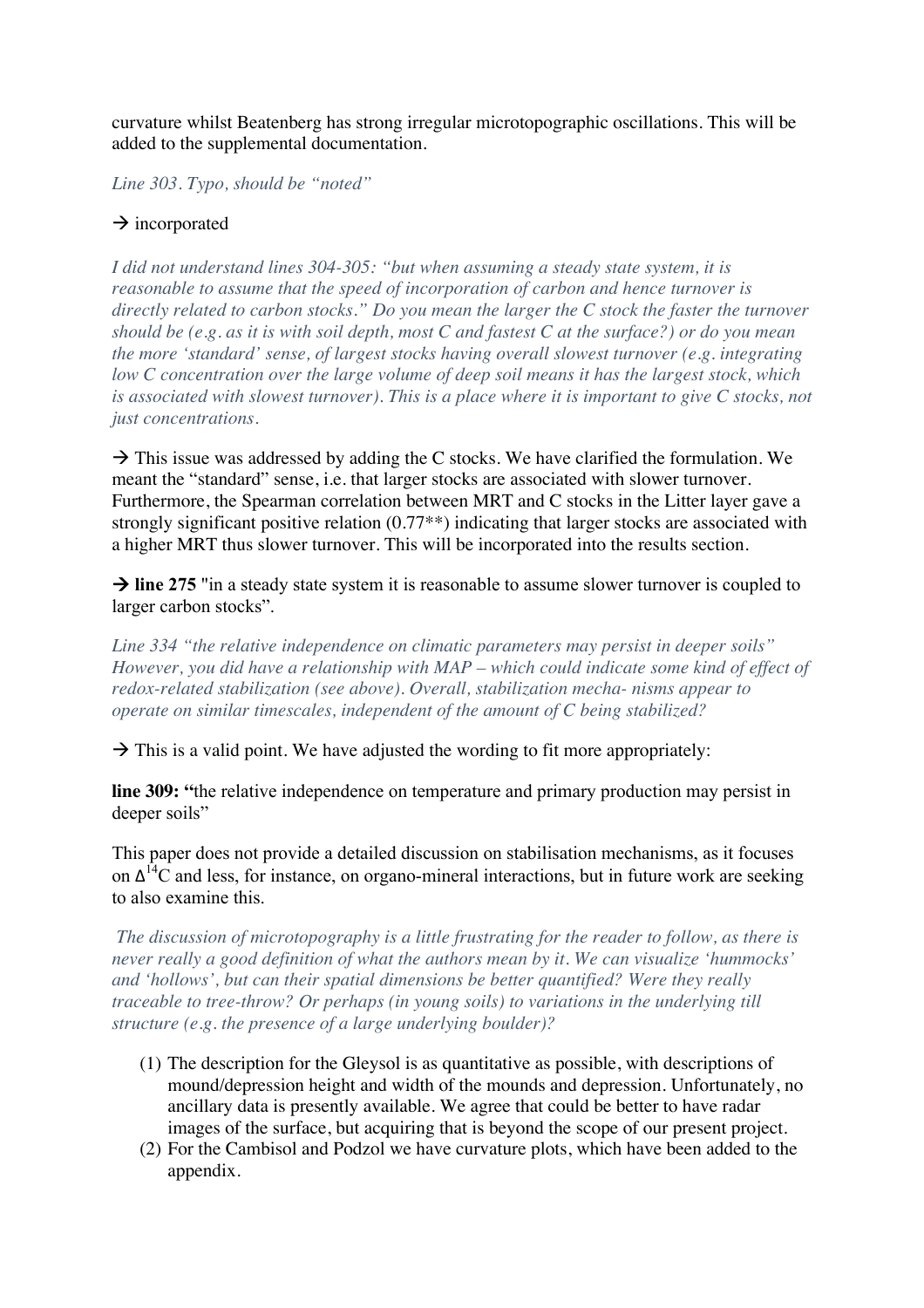curvature whilst Beatenberg has strong irregular microtopographic oscillations. This will be added to the supplemental documentation.

*Line 303. Typo, should be "noted"*

→ incorporated

*I did not understand lines 304-305: "but when assuming a steady state system, it is reasonable to assume that the speed of incorporation of carbon and hence turnover is directly related to carbon stocks." Do you mean the larger the C stock the faster the turnover should be (e.g. as it is with soil depth, most C and fastest C at the surface?) or do you mean the more 'standard' sense, of largest stocks having overall slowest turnover (e.g. integrating low C concentration over the large volume of deep soil means it has the largest stock, which is associated with slowest turnover). This is a place where it is important to give C stocks, not just concentrations.*

→ This issue was addressed by adding the C stocks. We have clarified the formulation. We meant the "standard" sense, i.e. that larger stocks are associated with slower turnover. Furthermore, the Spearman correlation between MRT and C stocks in the Litter layer gave a strongly significant positive relation (0.77**) indicating that larger stocks are associated with a higher MRT thus slower turnover. This will be incorporated into the results section.

→ **line 275** "in a steady state system it is reasonable to assume slower turnover is coupled to larger carbon stocks".

*Line 334 "the relative independence on climatic parameters may persist in deeper soils" However, you did have a relationship with MAP – which could indicate some kind of effect of redox-related stabilization (see above). Overall, stabilization mecha- nisms appear to operate on similar timescales, independent of the amount of C being stabilized?*

→ This is a valid point. We have adjusted the wording to fit more appropriately:

**line 309: "**the relative independence on temperature and primary production may persist in deeper soils"

This paper does not provide a detailed discussion on stabilisation mechanisms, as it focuses on $\Delta^{14}C$ and less, for instance, on organo-mineral interactions, but in future work are seeking to also examine this.

*The discussion of microtopography is a little frustrating for the reader to follow, as there is never really a good definition of what the authors mean by it. We can visualize 'hummocks' and 'hollows', but can their spatial dimensions be better quantified? Were they really traceable to tree-throw? Or perhaps (in young soils) to variations in the underlying till structure (e.g. the presence of a large underlying boulder)?*

(1) The description for the Gleysol is as quantitative as possible, with descriptions of mound/depression height and width of the mounds and depression. Unfortunately, no ancillary data is presently available. We agree that could be better to have radar images of the surface, but acquiring that is beyond the scope of our present project.
(2) For the Cambisol and Podzol we have curvature plots, which have been added to the appendix.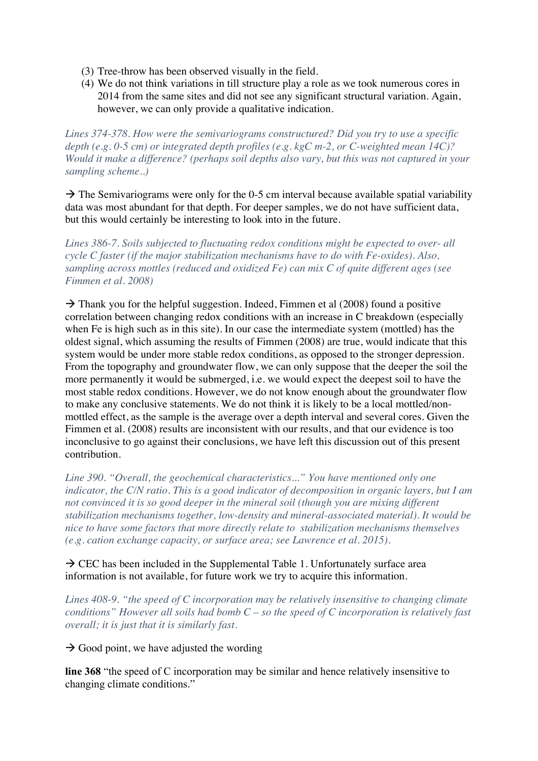(3) Tree-throw has been observed visually in the field.
(4) We do not think variations in till structure play a role as we took numerous cores in 2014 from the same sites and did not see any significant structural variation. Again, however, we can only provide a qualitative indication.

*Lines 374-378. How were the semivariograms constructured? Did you try to use a specific depth (e.g. 0-5 cm) or integrated depth profiles (e.g. kgC m-2, or C-weighted mean 14C)? Would it make a difference? (perhaps soil depths also vary, but this was not captured in your sampling scheme..)*

→ The Semivariograms were only for the 0-5 cm interval because available spatial variability data was most abundant for that depth. For deeper samples, we do not have sufficient data, but this would certainly be interesting to look into in the future.

*Lines 386-7. Soils subjected to fluctuating redox conditions might be expected to over- all cycle C faster (if the major stabilization mechanisms have to do with Fe-oxides). Also, sampling across mottles (reduced and oxidized Fe) can mix C of quite different ages (see Fimmen et al. 2008)*

→ Thank you for the helpful suggestion. Indeed, Fimmen et al (2008) found a positive correlation between changing redox conditions with an increase in C breakdown (especially when Fe is high such as in this site). In our case the intermediate system (mottled) has the oldest signal, which assuming the results of Fimmen (2008) are true, would indicate that this system would be under more stable redox conditions, as opposed to the stronger depression. From the topography and groundwater flow, we can only suppose that the deeper the soil the more permanently it would be submerged, i.e. we would expect the deepest soil to have the most stable redox conditions. However, we do not know enough about the groundwater flow to make any conclusive statements. We do not think it is likely to be a local mottled/non-mottled effect, as the sample is the average over a depth interval and several cores. Given the Fimmen et al. (2008) results are inconsistent with our results, and that our evidence is too inconclusive to go against their conclusions, we have left this discussion out of this present contribution.

*Line 390. "Overall, the geochemical characteristics…" You have mentioned only one indicator, the C/N ratio. This is a good indicator of decomposition in organic layers, but I am not convinced it is so good deeper in the mineral soil (though you are mixing different stabilization mechanisms together, low-density and mineral-associated material). It would be nice to have some factors that more directly relate to stabilization mechanisms themselves (e.g. cation exchange capacity, or surface area; see Lawrence et al. 2015).*

→ CEC has been included in the Supplemental Table 1. Unfortunately surface area information is not available, for future work we try to acquire this information.

*Lines 408-9. "the speed of C incorporation may be relatively insensitive to changing climate conditions" However all soils had bomb C – so the speed of C incorporation is relatively fast overall; it is just that it is similarly fast.*

→ Good point, we have adjusted the wording

**line 368** "the speed of C incorporation may be similar and hence relatively insensitive to changing climate conditions."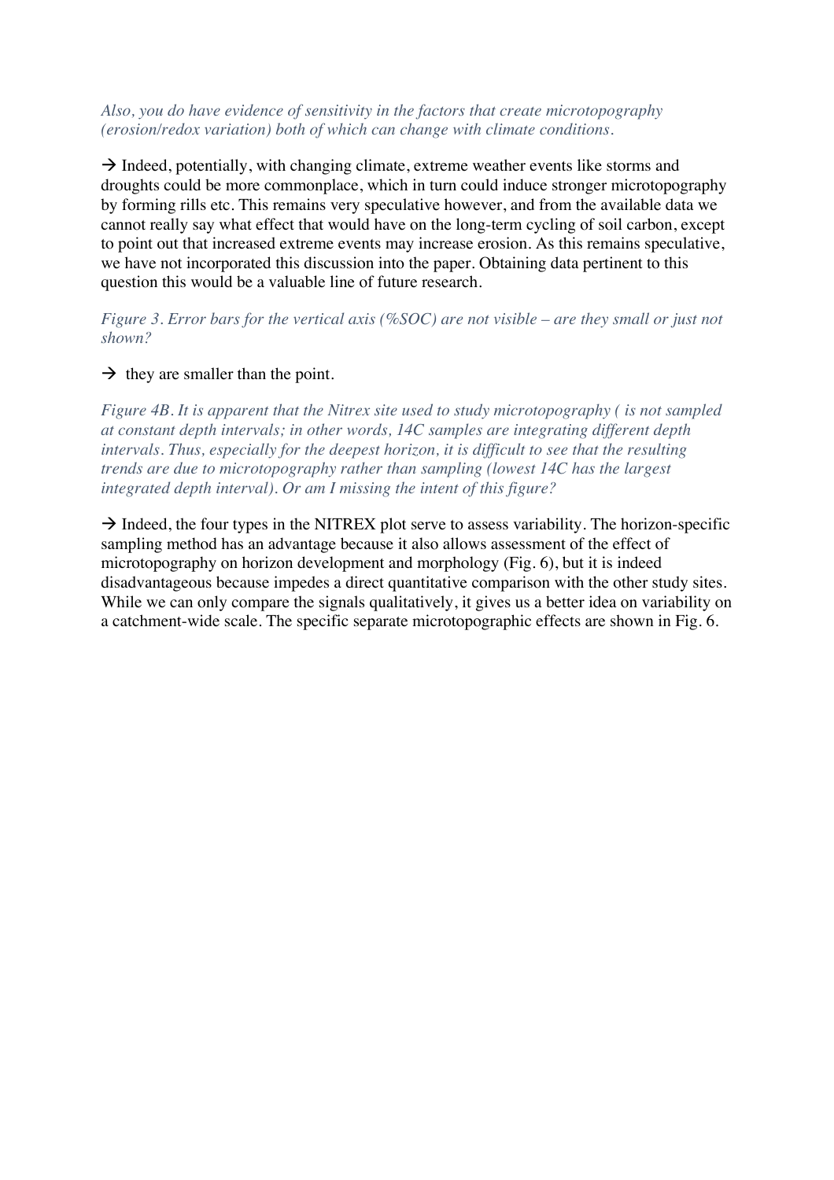*Also, you do have evidence of sensitivity in the factors that create microtopography (erosion/redox variation) both of which can change with climate conditions.*

→ Indeed, potentially, with changing climate, extreme weather events like storms and droughts could be more commonplace, which in turn could induce stronger microtopography by forming rills etc. This remains very speculative however, and from the available data we cannot really say what effect that would have on the long-term cycling of soil carbon, except to point out that increased extreme events may increase erosion. As this remains speculative, we have not incorporated this discussion into the paper. Obtaining data pertinent to this question this would be a valuable line of future research.

*Figure 3. Error bars for the vertical axis (%SOC) are not visible – are they small or just not shown?*

→ they are smaller than the point.

*Figure 4B. It is apparent that the Nitrex site used to study microtopography ( is not sampled at constant depth intervals; in other words, 14C samples are integrating different depth intervals. Thus, especially for the deepest horizon, it is difficult to see that the resulting trends are due to microtopography rather than sampling (lowest 14C has the largest integrated depth interval). Or am I missing the intent of this figure?*

→ Indeed, the four types in the NITREX plot serve to assess variability. The horizon-specific sampling method has an advantage because it also allows assessment of the effect of microtopography on horizon development and morphology (Fig. 6), but it is indeed disadvantageous because impedes a direct quantitative comparison with the other study sites. While we can only compare the signals qualitatively, it gives us a better idea on variability on a catchment-wide scale. The specific separate microtopographic effects are shown in Fig. 6.